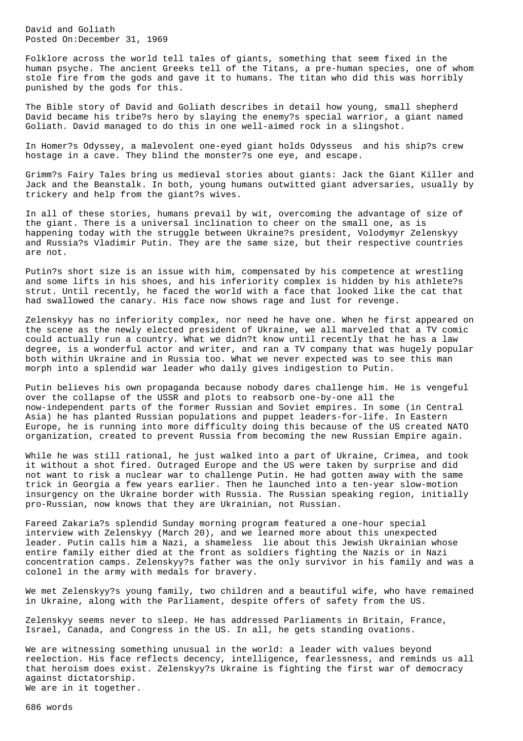# David and Goliath

Posted On:December 31, 1969

Folklore across the world tell tales of giants, something that seem fixed in the human psyche. The ancient Greeks tell of the Titans, a pre-human species, one of whom stole fire from the gods and gave it to humans. The titan who did this was horribly punished by the gods for this.

The Bible story of David and Goliath describes in detail how young, small shepherd David became his tribe?s hero by slaying the enemy?s special warrior, a giant named Goliath. David managed to do this in one well-aimed rock in a slingshot.

In Homer?s Odyssey, a malevolent one-eyed giant holds Odysseus and his ship?s crew hostage in a cave. They blind the monster?s one eye, and escape.

Grimm?s Fairy Tales bring us medieval stories about giants: Jack the Giant Killer and Jack and the Beanstalk. In both, young humans outwitted giant adversaries, usually by trickery and help from the giant?s wives.

In all of these stories, humans prevail by wit, overcoming the advantage of size of the giant. There is a universal inclination to cheer on the small one, as is happening today with the struggle between Ukraine?s president, Volodymyr Zelenskyy and Russia?s Vladimir Putin. They are the same size, but their respective countries are not.

Putin?s short size is an issue with him, compensated by his competence at wrestling and some lifts in his shoes, and his inferiority complex is hidden by his athlete?s strut. Until recently, he faced the world with a face that looked like the cat that had swallowed the canary. His face now shows rage and lust for revenge.

Zelenskyy has no inferiority complex, nor need he have one. When he first appeared on the scene as the newly elected president of Ukraine, we all marveled that a TV comic could actually run a country. What we didn?t know until recently that he has a law degree, is a wonderful actor and writer, and ran a TV company that was hugely popular both within Ukraine and in Russia too. What we never expected was to see this man morph into a splendid war leader who daily gives indigestion to Putin.

Putin believes his own propaganda because nobody dares challenge him. He is vengeful over the collapse of the USSR and plots to reabsorb one-by-one all the now-independent parts of the former Russian and Soviet empires. In some (in Central Asia) he has planted Russian populations and puppet leaders-for-life. In Eastern Europe, he is running into more difficulty doing this because of the US created NATO organization, created to prevent Russia from becoming the new Russian Empire again.

While he was still rational, he just walked into a part of Ukraine, Crimea, and took it without a shot fired. Outraged Europe and the US were taken by surprise and did not want to risk a nuclear war to challenge Putin. He had gotten away with the same trick in Georgia a few years earlier. Then he launched into a ten-year slow-motion insurgency on the Ukraine border with Russia. The Russian speaking region, initially pro-Russian, now knows that they are Ukrainian, not Russian.

Fareed Zakaria?s splendid Sunday morning program featured a one-hour special interview with Zelenskyy (March 20), and we learned more about this unexpected leader. Putin calls him a Nazi, a shameless lie about this Jewish Ukrainian whose entire family either died at the front as soldiers fighting the Nazis or in Nazi concentration camps. Zelenskyy?s father was the only survivor in his family and was a colonel in the army with medals for bravery.

We met Zelenskyy?s young family, two children and a beautiful wife, who have remained in Ukraine, along with the Parliament, despite offers of safety from the US.

Zelenskyy seems never to sleep. He has addressed Parliaments in Britain, France, Israel, Canada, and Congress in the US. In all, he gets standing ovations.

We are witnessing something unusual in the world: a leader with values beyond reelection. His face reflects decency, intelligence, fearlessness, and reminds us all that heroism does exist. Zelenskyy?s Ukraine is fighting the first war of democracy against dictatorship.
We are in it together.

686 words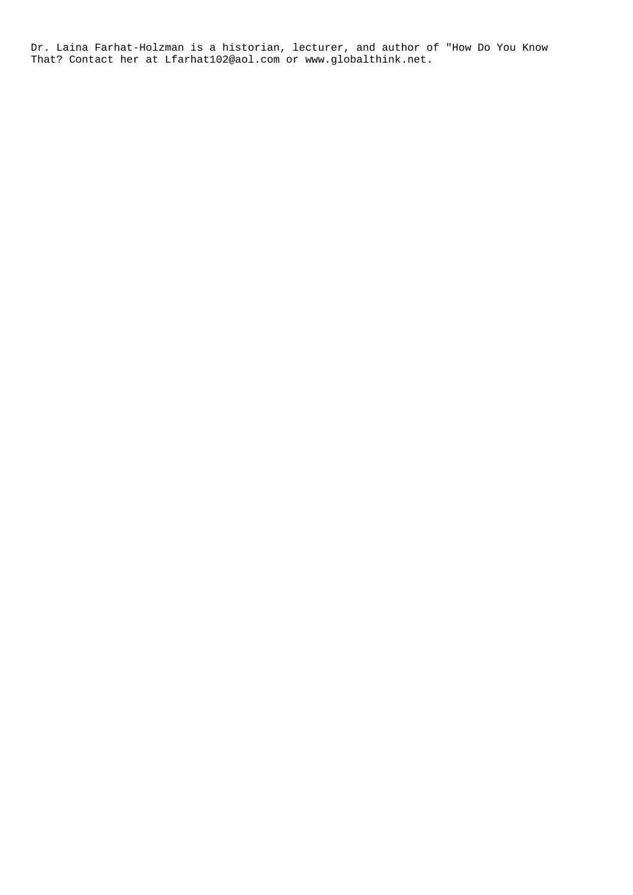Dr. Laina Farhat-Holzman is a historian, lecturer, and author of "How Do You Know That? Contact her at Lfarhat102@aol.com or www.globalthink.net.